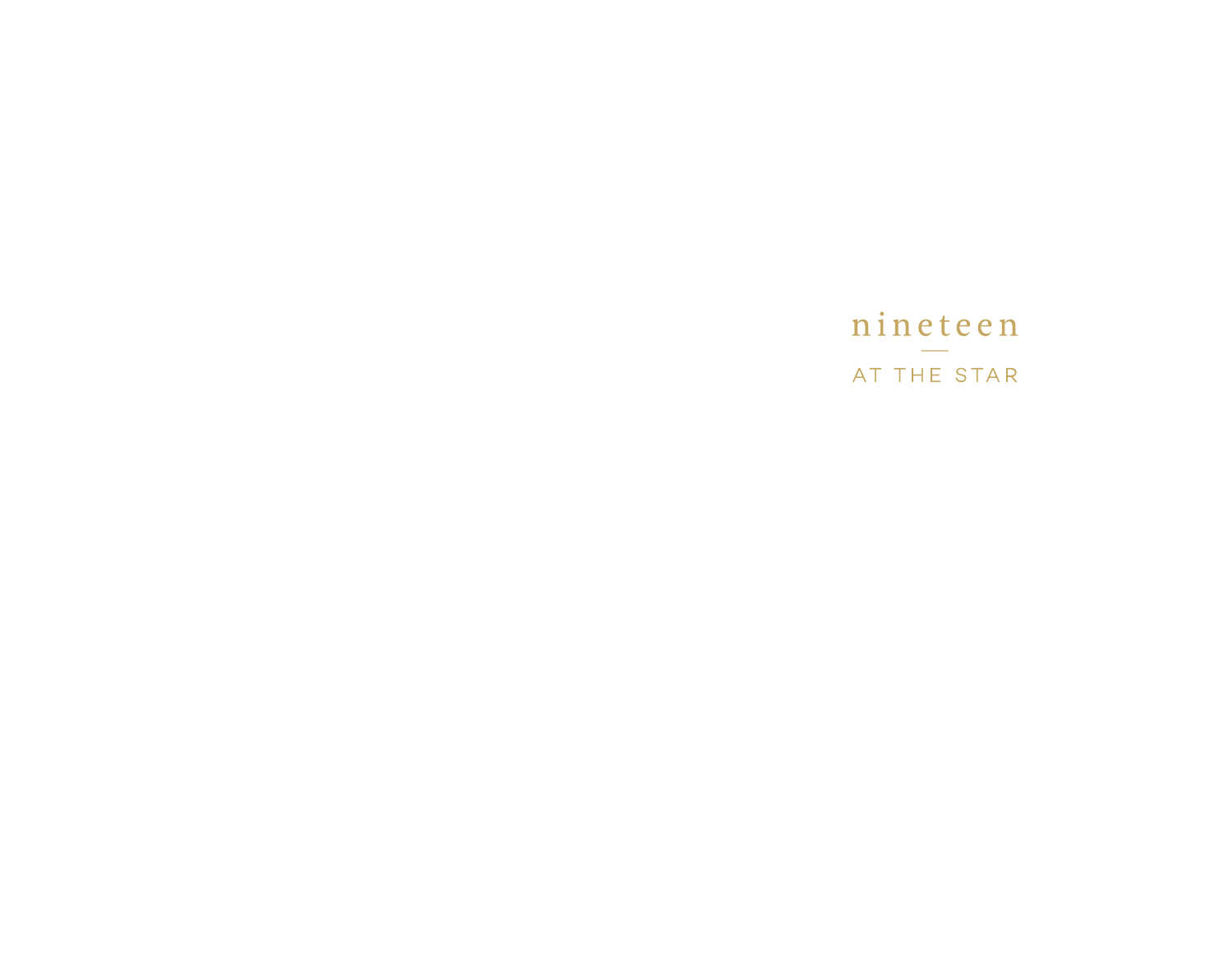# nineteen

AT THE STAR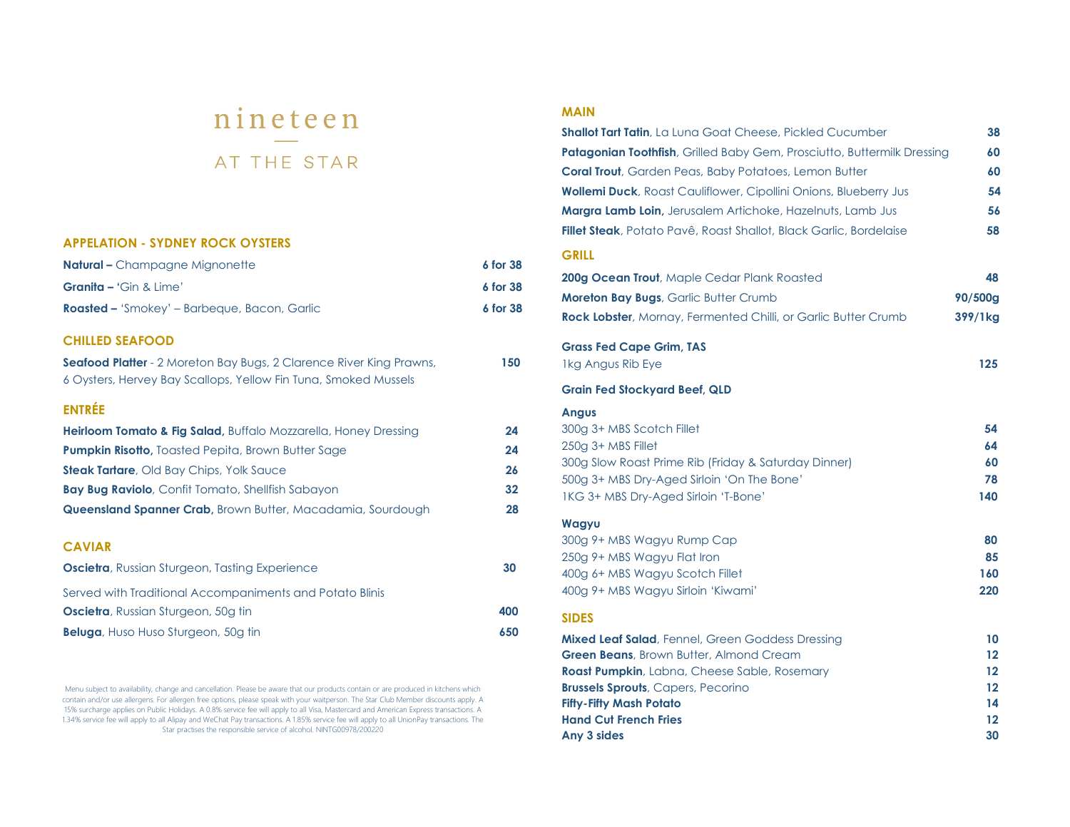# nineteen

## AT THE STAR

### APPELATION - SYDNEY ROCK OYSTERS

| | |
|---|---|
| **Natural –** Champagne Mignonette | **6 for 38** |
| **Granita –** 'Gin & Lime' | **6 for 38** |
| **Roasted –** 'Smokey' – Barbeque, Bacon, Garlic | **6 for 38** |

### CHILLED SEAFOOD

| | |
|---|---|
| **Seafood Platter** - 2 Moreton Bay Bugs, 2 Clarence River King Prawns, 6 Oysters, Hervey Bay Scallops, Yellow Fin Tuna, Smoked Mussels | **150** |

### ENTRÉE

| | |
|---|---|
| **Heirloom Tomato & Fig Salad,** Buffalo Mozzarella, Honey Dressing | **24** |
| **Pumpkin Risotto,** Toasted Pepita, Brown Butter Sage | **24** |
| **Steak Tartare**, Old Bay Chips, Yolk Sauce | **26** |
| **Bay Bug Raviolo**, Confit Tomato, Shellfish Sabayon | **32** |
| **Queensland Spanner Crab,** Brown Butter, Macadamia, Sourdough | **28** |

### CAVIAR

| | |
|---|---|
| **Oscietra**, Russian Sturgeon, Tasting Experience | **30** |

Served with Traditional Accompaniments and Potato Blinis

| | |
|---|---|
| **Oscietra**, Russian Sturgeon, 50g tin | **400** |
| **Beluga**, Huso Huso Sturgeon, 50g tin | **650** |

Menu subject to availability, change and cancellation. Please be aware that our products contain or are produced in kitchens which contain and/or use allergens. For allergen free options, please speak with your waitperson. The Star Club Member discounts apply. A 15% surcharge applies on Public Holidays. A 0.8% service fee will apply to all Visa, Mastercard and American Express transactions. A 1.34% service fee will apply to all Alipay and WeChat Pay transactions. A 1.85% service fee will apply to all UnionPay transactions. The Star practises the responsible service of alcohol. NINTG00978/200220

### MAIN

| | |
|---|---|
| **Shallot Tart Tatin**, La Luna Goat Cheese, Pickled Cucumber | **38** |
| **Patagonian Toothfish**, Grilled Baby Gem, Prosciutto, Buttermilk Dressing | **60** |
| **Coral Trout**, Garden Peas, Baby Potatoes, Lemon Butter | **60** |
| **Wollemi Duck**, Roast Cauliflower, Cipollini Onions, Blueberry Jus | **54** |
| **Margra Lamb Loin,** Jerusalem Artichoke, Hazelnuts, Lamb Jus | **56** |
| **Fillet Steak**, Potato Pavê, Roast Shallot, Black Garlic, Bordelaise | **58** |

### GRILL

| | |
|---|---|
| **200g Ocean Trout**, Maple Cedar Plank Roasted | **48** |
| **Moreton Bay Bugs**, Garlic Butter Crumb | **90/500g** |
| **Rock Lobster**, Mornay, Fermented Chilli, or Garlic Butter Crumb | **399/1kg** |

**Grass Fed Cape Grim, TAS**

| | |
|---|---|
| 1kg Angus Rib Eye | **125** |

**Grain Fed Stockyard Beef, QLD**

**Angus**

| | |
|---|---|
| 300g 3+ MBS Scotch Fillet | **54** |
| 250g 3+ MBS Fillet | **64** |
| 300g Slow Roast Prime Rib (Friday & Saturday Dinner) | **60** |
| 500g 3+ MBS Dry-Aged Sirloin 'On The Bone' | **78** |
| 1KG 3+ MBS Dry-Aged Sirloin 'T-Bone' | **140** |

**Wagyu**

| | |
|---|---|
| 300g 9+ MBS Wagyu Rump Cap | **80** |
| 250g 9+ MBS Wagyu Flat Iron | **85** |
| 400g 6+ MBS Wagyu Scotch Fillet | **160** |
| 400g 9+ MBS Wagyu Sirloin 'Kiwami' | **220** |

### SIDES

| | |
|---|---|
| **Mixed Leaf Salad**, Fennel, Green Goddess Dressing | **10** |
| **Green Beans**, Brown Butter, Almond Cream | **12** |
| **Roast Pumpkin**, Labna, Cheese Sable, Rosemary | **12** |
| **Brussels Sprouts**, Capers, Pecorino | **12** |
| **Fifty-Fifty Mash Potato** | **14** |
| **Hand Cut French Fries** | **12** |
| **Any 3 sides** | **30** |